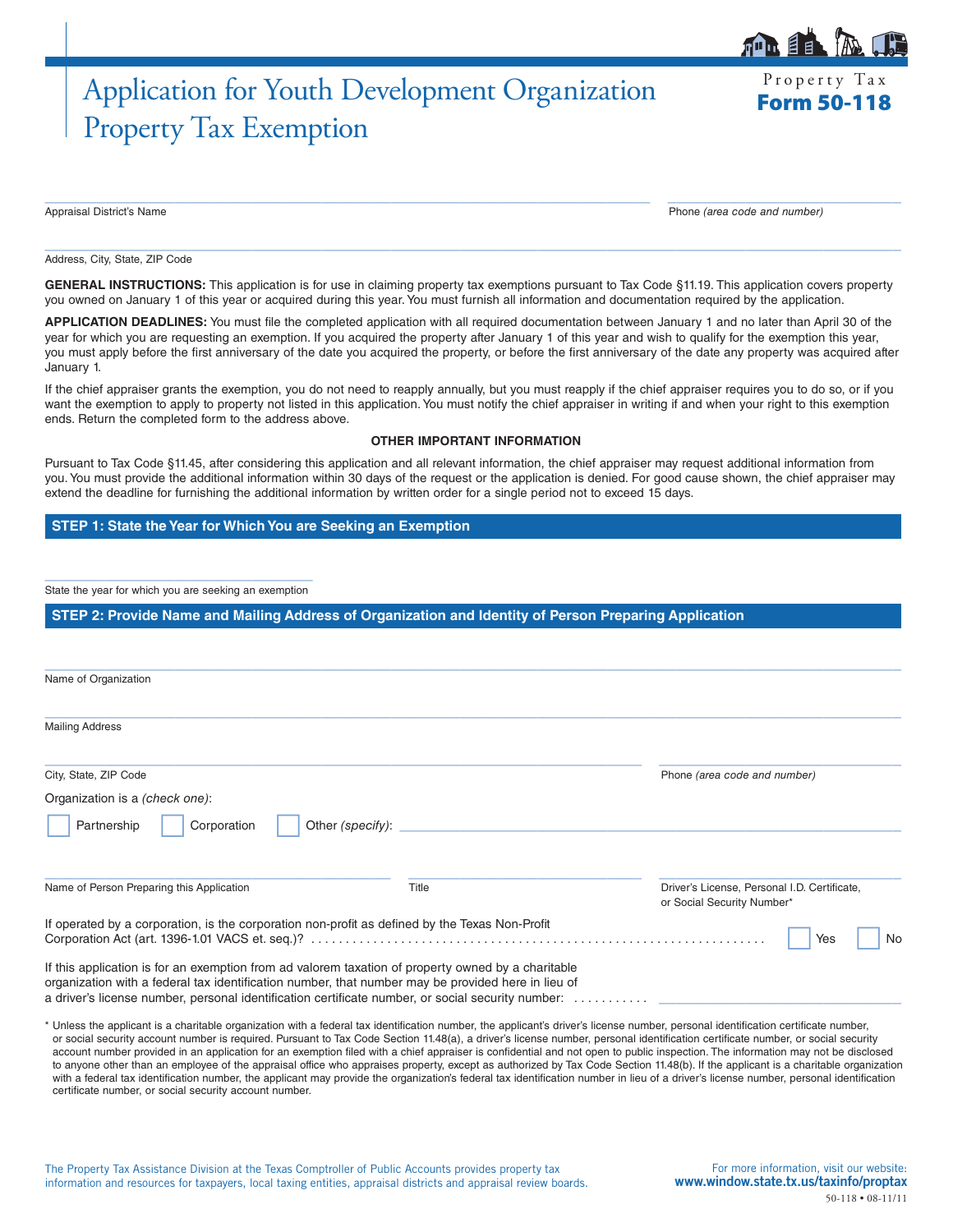# Application for Youth Development Organization Property Tax Exemption

Property Tax
**Form 50-118**

______________________________________________ ______________________
Appraisal District's Name | Phone *(area code and number)*

______________________________________________
Address, City, State, ZIP Code

**GENERAL INSTRUCTIONS:** This application is for use in claiming property tax exemptions pursuant to Tax Code §11.19. This application covers property you owned on January 1 of this year or acquired during this year. You must furnish all information and documentation required by the application.

**APPLICATION DEADLINES:** You must file the completed application with all required documentation between January 1 and no later than April 30 of the year for which you are requesting an exemption. If you acquired the property after January 1 of this year and wish to qualify for the exemption this year, you must apply before the first anniversary of the date you acquired the property, or before the first anniversary of the date any property was acquired after January 1.

If the chief appraiser grants the exemption, you do not need to reapply annually, but you must reapply if the chief appraiser requires you to do so, or if you want the exemption to apply to property not listed in this application. You must notify the chief appraiser in writing if and when your right to this exemption ends. Return the completed form to the address above.

**OTHER IMPORTANT INFORMATION**

Pursuant to Tax Code §11.45, after considering this application and all relevant information, the chief appraiser may request additional information from you. You must provide the additional information within 30 days of the request or the application is denied. For good cause shown, the chief appraiser may extend the deadline for furnishing the additional information by written order for a single period not to exceed 15 days.

## STEP 1: State the Year for Which You are Seeking an Exemption

______________________
State the year for which you are seeking an exemption

## STEP 2: Provide Name and Mailing Address of Organization and Identity of Person Preparing Application

______________________________________________
Name of Organization

______________________________________________
Mailing Address

______________________________________________ ______________________
City, State, ZIP Code | Phone *(area code and number)*

Organization is a *(check one)*:

☐ Partnership ☐ Corporation ☐ Other *(specify)*: ______________________

______________________ ______________________ ______________________
Name of Person Preparing this Application | Title | Driver's License, Personal I.D. Certificate, or Social Security Number*

If operated by a corporation, is the corporation non-profit as defined by the Texas Non-Profit Corporation Act (art. 1396-1.01 VACS et. seq.)? .................................................................... ☐ Yes ☐ No

If this application is for an exemption from ad valorem taxation of property owned by a charitable organization with a federal tax identification number, that number may be provided here in lieu of a driver's license number, personal identification certificate number, or social security number: ........... ______________________

\* Unless the applicant is a charitable organization with a federal tax identification number, the applicant's driver's license number, personal identification certificate number, or social security account number is required. Pursuant to Tax Code Section 11.48(a), a driver's license number, personal identification certificate number, or social security account number provided in an application for an exemption filed with a chief appraiser is confidential and not open to public inspection. The information may not be disclosed to anyone other than an employee of the appraisal office who appraises property, except as authorized by Tax Code Section 11.48(b). If the applicant is a charitable organization with a federal tax identification number, the applicant may provide the organization's federal tax identification number in lieu of a driver's license number, personal identification certificate number, or social security account number.

The Property Tax Assistance Division at the Texas Comptroller of Public Accounts provides property tax information and resources for taxpayers, local taxing entities, appraisal districts and appraisal review boards.

For more information, visit our website: **www.window.state.tx.us/taxinfo/proptax**

50-118 • 08-11/11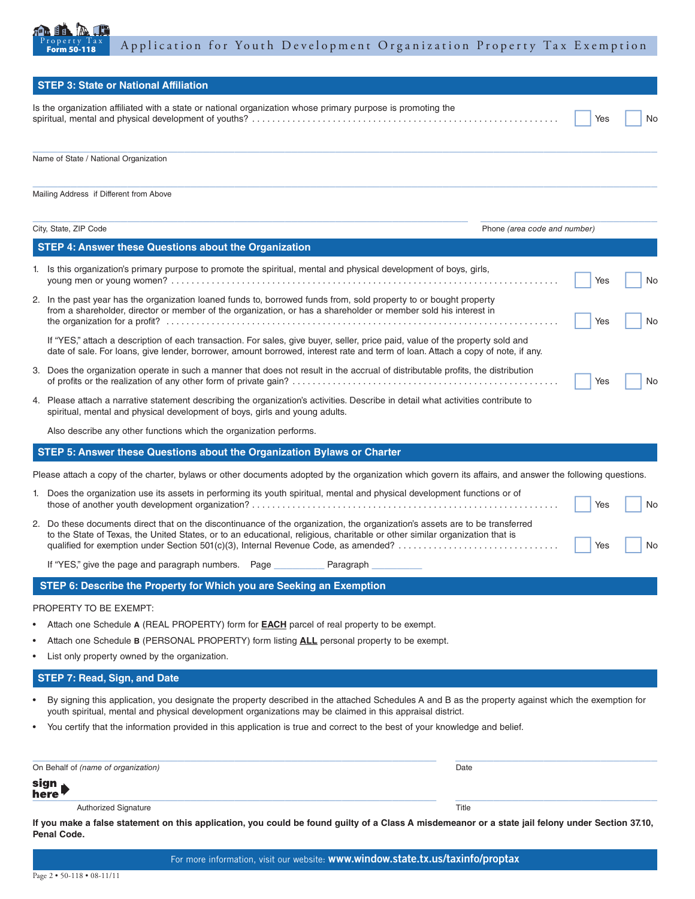## STEP 3: State or National Affiliation

Is the organization affiliated with a state or national organization whose primary purpose is promoting the spiritual, mental and physical development of youths? ☐ Yes ☐ No

Name of State / National Organization

Mailing Address if Different from Above

City, State, ZIP Code

Phone *(area code and number)*

## STEP 4: Answer these Questions about the Organization

1. Is this organization's primary purpose to promote the spiritual, mental and physical development of boys, girls, young men or young women? ☐ Yes ☐ No
2. In the past year has the organization loaned funds to, borrowed funds from, sold property to or bought property from a shareholder, director or member of the organization, or has a shareholder or member sold his interest in the organization for a profit? ☐ Yes ☐ No

   If "YES," attach a description of each transaction. For sales, give buyer, seller, price paid, value of the property sold and date of sale. For loans, give lender, borrower, amount borrowed, interest rate and term of loan. Attach a copy of note, if any.
3. Does the organization operate in such a manner that does not result in the accrual of distributable profits, the distribution of profits or the realization of any other form of private gain? ☐ Yes ☐ No
4. Please attach a narrative statement describing the organization's activities. Describe in detail what activities contribute to spiritual, mental and physical development of boys, girls and young adults.

   Also describe any other functions which the organization performs.

## STEP 5: Answer these Questions about the Organization Bylaws or Charter

Please attach a copy of the charter, bylaws or other documents adopted by the organization which govern its affairs, and answer the following questions.

1. Does the organization use its assets in performing its youth spiritual, mental and physical development functions or of those of another youth development organization? ☐ Yes ☐ No
2. Do these documents direct that on the discontinuance of the organization, the organization's assets are to be transferred to the State of Texas, the United States, or to an educational, religious, charitable or other similar organization that is qualified for exemption under Section 501(c)(3), Internal Revenue Code, as amended? ☐ Yes ☐ No

   If "YES," give the page and paragraph numbers. Page __________ Paragraph __________

## STEP 6: Describe the Property for Which you are Seeking an Exemption

PROPERTY TO BE EXEMPT:

- Attach one Schedule **A** (REAL PROPERTY) form for **EACH** parcel of real property to be exempt.
- Attach one Schedule **B** (PERSONAL PROPERTY) form listing **ALL** personal property to be exempt.
- List only property owned by the organization.

## STEP 7: Read, Sign, and Date

- By signing this application, you designate the property described in the attached Schedules A and B as the property against which the exemption for youth spiritual, mental and physical development organizations may be claimed in this appraisal district.
- You certify that the information provided in this application is true and correct to the best of your knowledge and belief.

On Behalf of *(name of organization)*

Date

**sign here**

Authorized Signature

Title

**If you make a false statement on this application, you could be found guilty of a Class A misdemeanor or a state jail felony under Section 37.10, Penal Code.**

For more information, visit our website: **www.window.state.tx.us/taxinfo/proptax**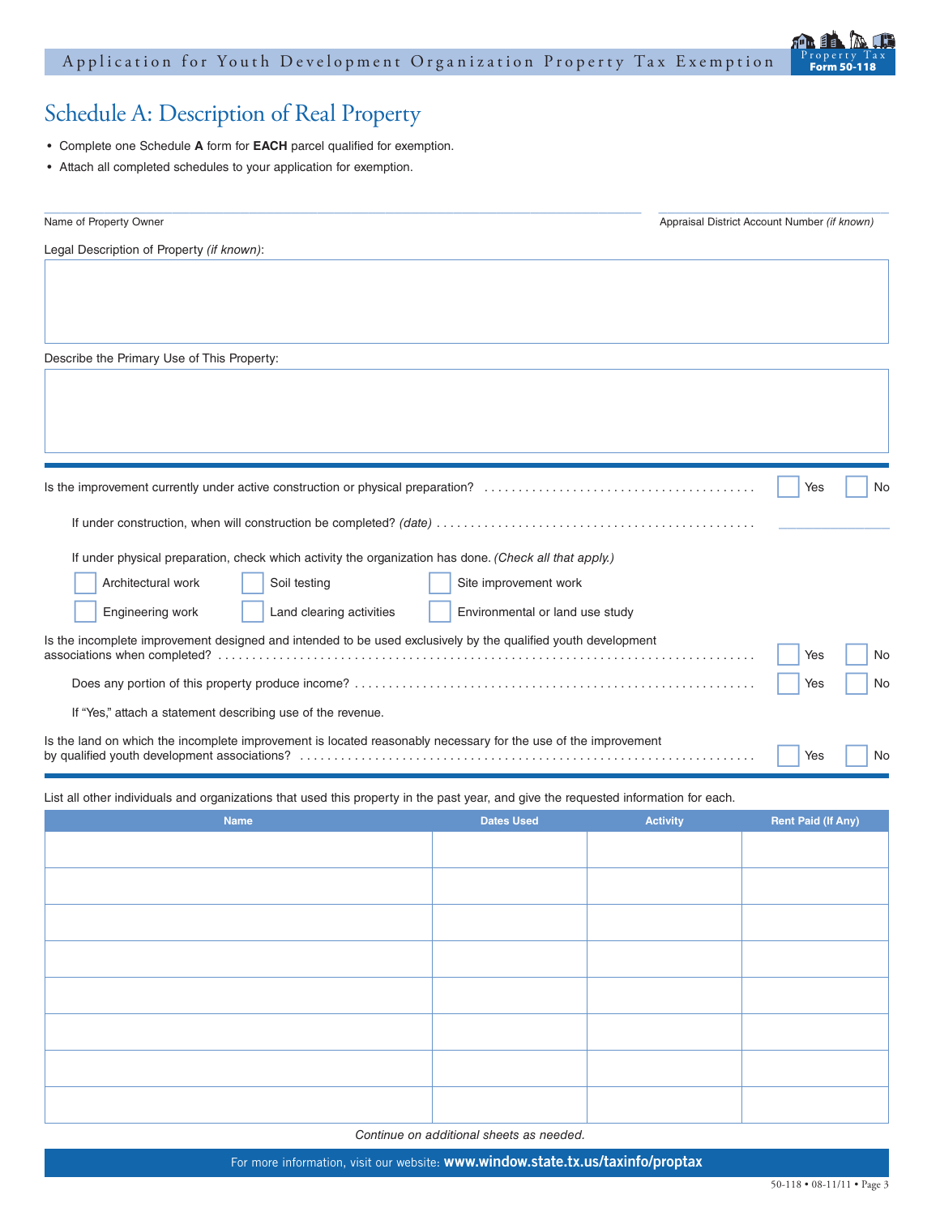## Schedule A: Description of Real Property

- Complete one Schedule **A** form for **EACH** parcel qualified for exemption.
- Attach all completed schedules to your application for exemption.

_______________________________________________ ______________________

Name of Property Owner | Appraisal District Account Number *(if known)*

Legal Description of Property *(if known)*:

Describe the Primary Use of This Property:

Is the improvement currently under active construction or physical preparation? ☐ Yes ☐ No

If under construction, when will construction be completed? *(date)* ______________

If under physical preparation, check which activity the organization has done. *(Check all that apply.)*

☐ Architectural work ☐ Soil testing ☐ Site improvement work

☐ Engineering work ☐ Land clearing activities ☐ Environmental or land use study

Is the incomplete improvement designed and intended to be used exclusively by the qualified youth development associations when completed? ☐ Yes ☐ No

Does any portion of this property produce income? ☐ Yes ☐ No

If "Yes," attach a statement describing use of the revenue.

Is the land on which the incomplete improvement is located reasonably necessary for the use of the improvement by qualified youth development associations? ☐ Yes ☐ No

List all other individuals and organizations that used this property in the past year, and give the requested information for each.

| Name | Dates Used | Activity | Rent Paid (If Any) |
|---|---|---|---|
| | | | |
| | | | |
| | | | |
| | | | |
| | | | |
| | | | |
| | | | |
| | | | |

*Continue on additional sheets as needed.*

For more information, visit our website: **www.window.state.tx.us/taxinfo/proptax**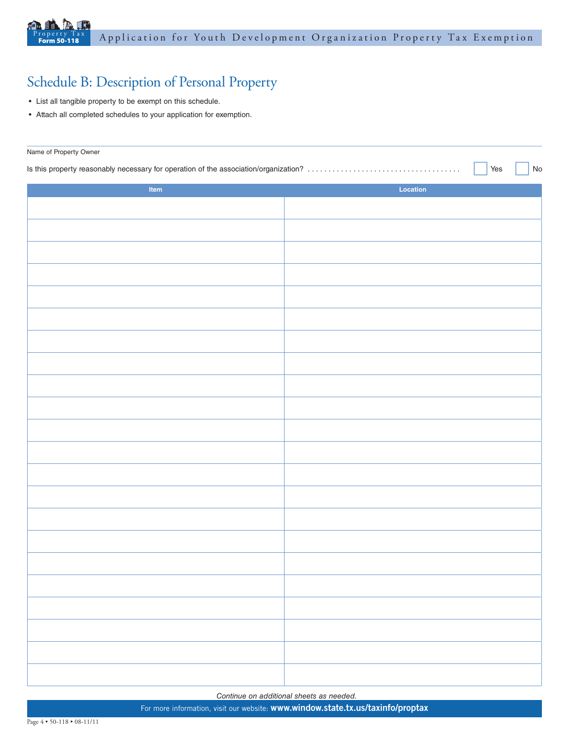## Schedule B: Description of Personal Property

- List all tangible property to be exempt on this schedule.
- Attach all completed schedules to your application for exemption.

Name of Property Owner

Is this property reasonably necessary for operation of the association/organization? ☐ Yes ☐ No

| Item | Location |
|---|---|
| | |
| | |
| | |
| | |
| | |
| | |
| | |
| | |
| | |
| | |
| | |
| | |
| | |
| | |
| | |
| | |
| | |
| | |
| | |
| | |
| | |
| | |

*Continue on additional sheets as needed.*

For more information, visit our website: **www.window.state.tx.us/taxinfo/proptax**